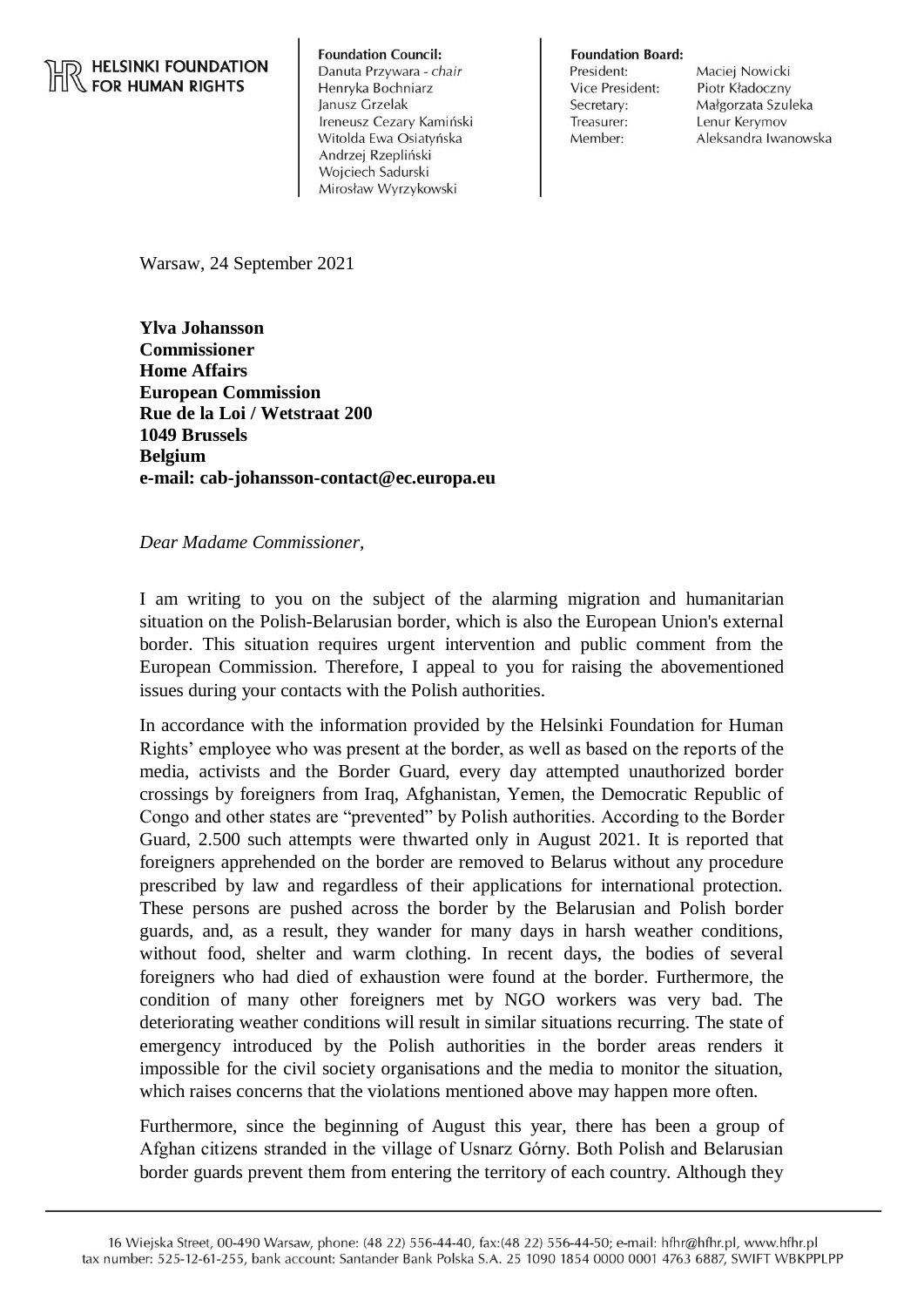HELSINKI FOUNDATION FOR HUMAN RIGHTS

**Foundation Council:**
Danuta Przywara - *chair*
Henryka Bochniarz
Janusz Grzelak
Ireneusz Cezary Kamiński
Witolda Ewa Osiatyńska
Andrzej Rzepliński
Wojciech Sadurski
Mirosław Wyrzykowski

**Foundation Board:**
President: Maciej Nowicki
Vice President: Piotr Kładoczny
Secretary: Małgorzata Szuleka
Treasurer: Lenur Kerymov
Member: Aleksandra Iwanowska

Warsaw, 24 September 2021

**Ylva Johansson**
**Commissioner**
**Home Affairs**
**European Commission**
**Rue de la Loi / Wetstraat 200**
**1049 Brussels**
**Belgium**
**e-mail: cab-johansson-contact@ec.europa.eu**

*Dear Madame Commissioner,*

I am writing to you on the subject of the alarming migration and humanitarian situation on the Polish-Belarusian border, which is also the European Union's external border. This situation requires urgent intervention and public comment from the European Commission. Therefore, I appeal to you for raising the abovementioned issues during your contacts with the Polish authorities.

In accordance with the information provided by the Helsinki Foundation for Human Rights' employee who was present at the border, as well as based on the reports of the media, activists and the Border Guard, every day attempted unauthorized border crossings by foreigners from Iraq, Afghanistan, Yemen, the Democratic Republic of Congo and other states are "prevented" by Polish authorities. According to the Border Guard, 2.500 such attempts were thwarted only in August 2021. It is reported that foreigners apprehended on the border are removed to Belarus without any procedure prescribed by law and regardless of their applications for international protection. These persons are pushed across the border by the Belarusian and Polish border guards, and, as a result, they wander for many days in harsh weather conditions, without food, shelter and warm clothing. In recent days, the bodies of several foreigners who had died of exhaustion were found at the border. Furthermore, the condition of many other foreigners met by NGO workers was very bad. The deteriorating weather conditions will result in similar situations recurring. The state of emergency introduced by the Polish authorities in the border areas renders it impossible for the civil society organisations and the media to monitor the situation, which raises concerns that the violations mentioned above may happen more often.

Furthermore, since the beginning of August this year, there has been a group of Afghan citizens stranded in the village of Usnarz Górny. Both Polish and Belarusian border guards prevent them from entering the territory of each country. Although they

16 Wiejska Street, 00-490 Warsaw, phone: (48 22) 556-44-40, fax:(48 22) 556-44-50; e-mail: hfhr@hfhr.pl, www.hfhr.pl
tax number: 525-12-61-255, bank account: Santander Bank Polska S.A. 25 1090 1854 0000 0001 4763 6887, SWIFT WBKPPLPP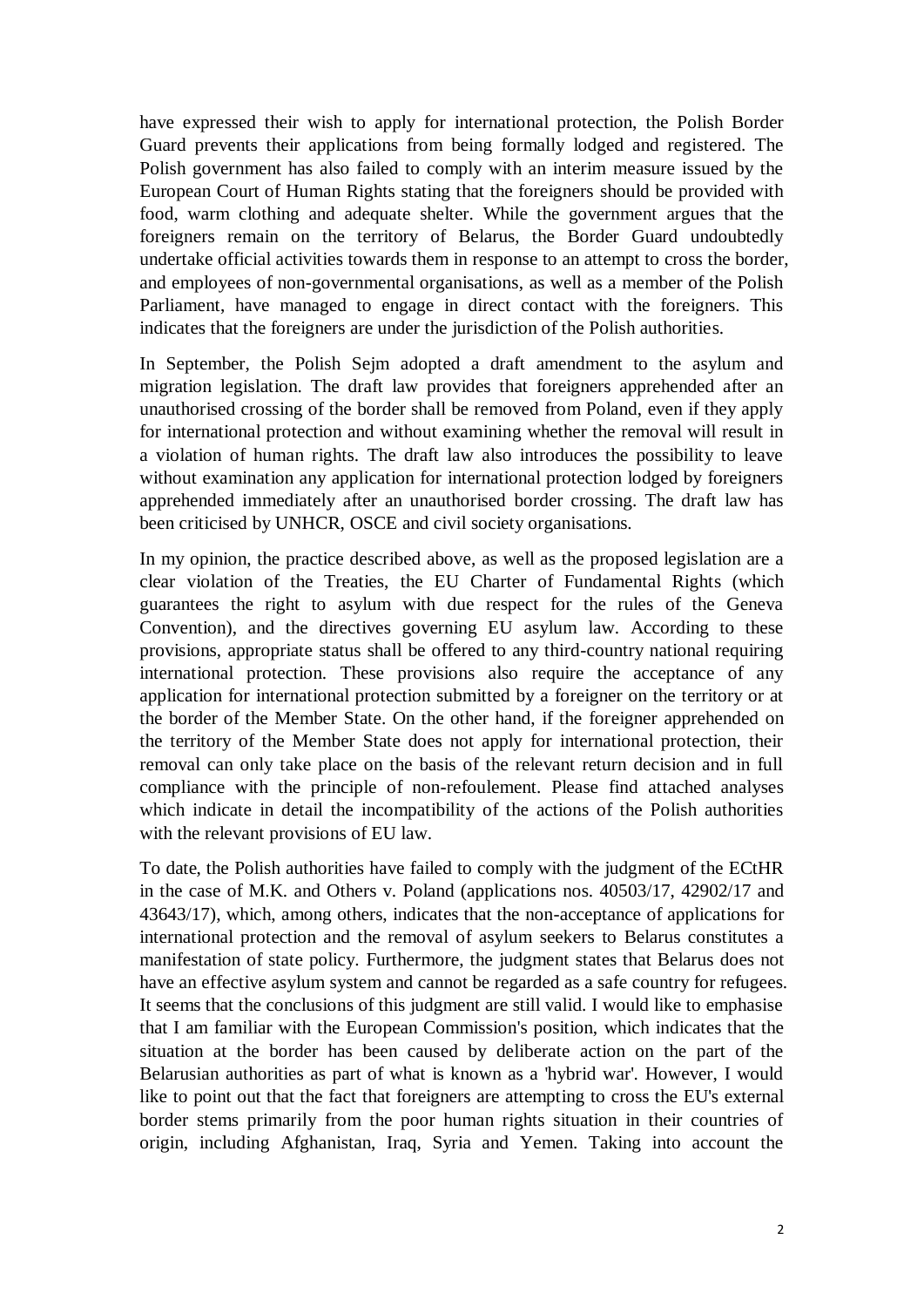have expressed their wish to apply for international protection, the Polish Border Guard prevents their applications from being formally lodged and registered. The Polish government has also failed to comply with an interim measure issued by the European Court of Human Rights stating that the foreigners should be provided with food, warm clothing and adequate shelter. While the government argues that the foreigners remain on the territory of Belarus, the Border Guard undoubtedly undertake official activities towards them in response to an attempt to cross the border, and employees of non-governmental organisations, as well as a member of the Polish Parliament, have managed to engage in direct contact with the foreigners. This indicates that the foreigners are under the jurisdiction of the Polish authorities.

In September, the Polish Sejm adopted a draft amendment to the asylum and migration legislation. The draft law provides that foreigners apprehended after an unauthorised crossing of the border shall be removed from Poland, even if they apply for international protection and without examining whether the removal will result in a violation of human rights. The draft law also introduces the possibility to leave without examination any application for international protection lodged by foreigners apprehended immediately after an unauthorised border crossing. The draft law has been criticised by UNHCR, OSCE and civil society organisations.

In my opinion, the practice described above, as well as the proposed legislation are a clear violation of the Treaties, the EU Charter of Fundamental Rights (which guarantees the right to asylum with due respect for the rules of the Geneva Convention), and the directives governing EU asylum law. According to these provisions, appropriate status shall be offered to any third-country national requiring international protection. These provisions also require the acceptance of any application for international protection submitted by a foreigner on the territory or at the border of the Member State. On the other hand, if the foreigner apprehended on the territory of the Member State does not apply for international protection, their removal can only take place on the basis of the relevant return decision and in full compliance with the principle of non-refoulement. Please find attached analyses which indicate in detail the incompatibility of the actions of the Polish authorities with the relevant provisions of EU law.

To date, the Polish authorities have failed to comply with the judgment of the ECtHR in the case of M.K. and Others v. Poland (applications nos. 40503/17, 42902/17 and 43643/17), which, among others, indicates that the non-acceptance of applications for international protection and the removal of asylum seekers to Belarus constitutes a manifestation of state policy. Furthermore, the judgment states that Belarus does not have an effective asylum system and cannot be regarded as a safe country for refugees. It seems that the conclusions of this judgment are still valid. I would like to emphasise that I am familiar with the European Commission's position, which indicates that the situation at the border has been caused by deliberate action on the part of the Belarusian authorities as part of what is known as a 'hybrid war'. However, I would like to point out that the fact that foreigners are attempting to cross the EU's external border stems primarily from the poor human rights situation in their countries of origin, including Afghanistan, Iraq, Syria and Yemen. Taking into account the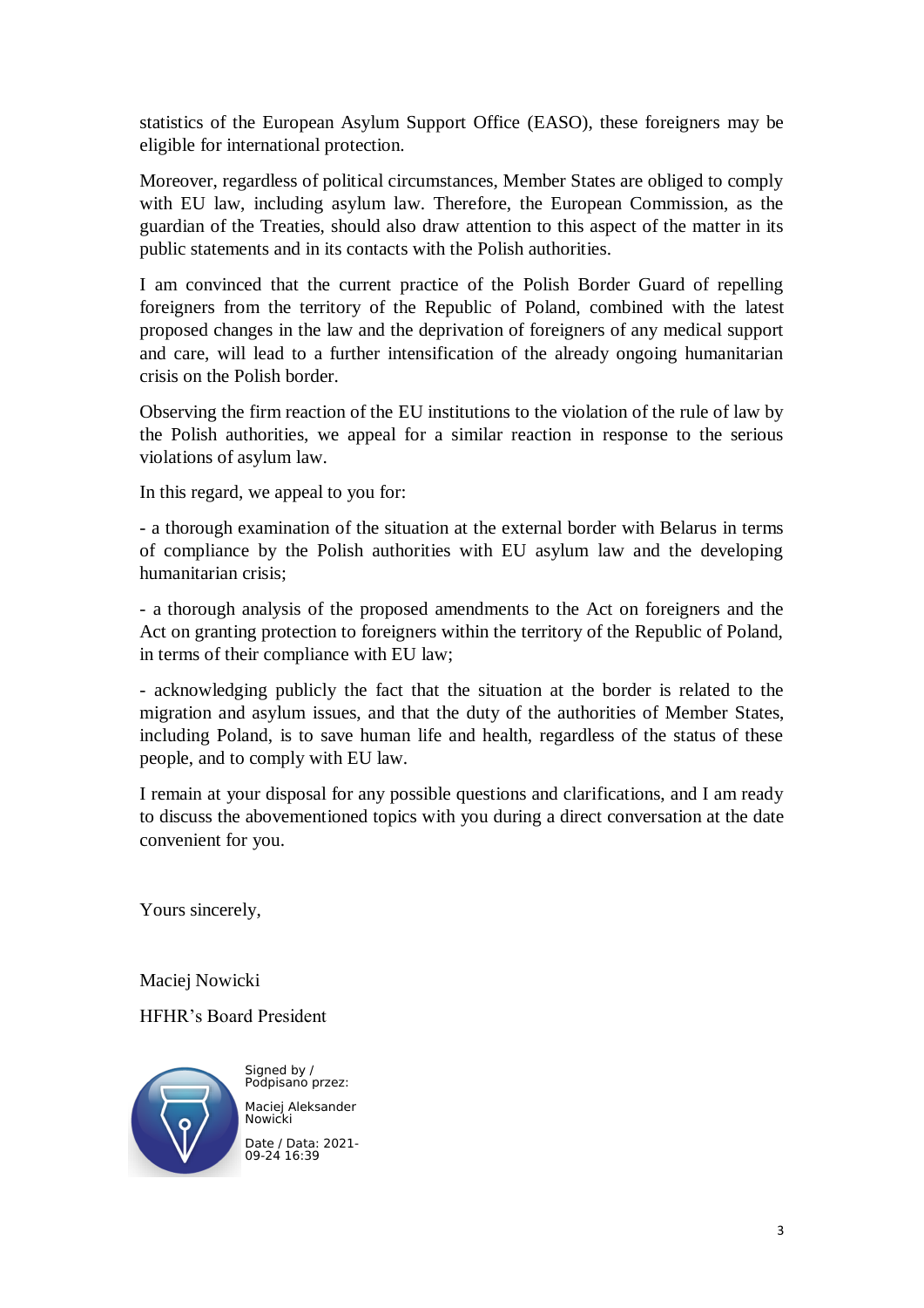statistics of the European Asylum Support Office (EASO), these foreigners may be eligible for international protection.

Moreover, regardless of political circumstances, Member States are obliged to comply with EU law, including asylum law. Therefore, the European Commission, as the guardian of the Treaties, should also draw attention to this aspect of the matter in its public statements and in its contacts with the Polish authorities.

I am convinced that the current practice of the Polish Border Guard of repelling foreigners from the territory of the Republic of Poland, combined with the latest proposed changes in the law and the deprivation of foreigners of any medical support and care, will lead to a further intensification of the already ongoing humanitarian crisis on the Polish border.

Observing the firm reaction of the EU institutions to the violation of the rule of law by the Polish authorities, we appeal for a similar reaction in response to the serious violations of asylum law.

In this regard, we appeal to you for:

- a thorough examination of the situation at the external border with Belarus in terms of compliance by the Polish authorities with EU asylum law and the developing humanitarian crisis;

- a thorough analysis of the proposed amendments to the Act on foreigners and the Act on granting protection to foreigners within the territory of the Republic of Poland, in terms of their compliance with EU law;

- acknowledging publicly the fact that the situation at the border is related to the migration and asylum issues, and that the duty of the authorities of Member States, including Poland, is to save human life and health, regardless of the status of these people, and to comply with EU law.

I remain at your disposal for any possible questions and clarifications, and I am ready to discuss the abovementioned topics with you during a direct conversation at the date convenient for you.

Yours sincerely,

Maciej Nowicki

HFHR's Board President

Signed by / Podpisano przez:

Maciej Aleksander Nowicki

Date / Data: 2021-09-24 16:39